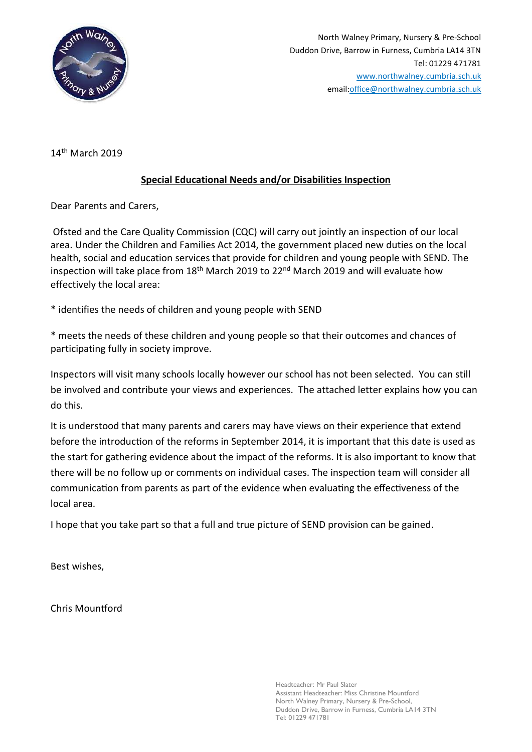North Walney Primary, Nursery & Pre-School
Duddon Drive, Barrow in Furness, Cumbria LA14 3TN
Tel: 01229 471781
www.northwalney.cumbria.sch.uk
email:office@northwalney.cumbria.sch.uk

14th March 2019

**Special Educational Needs and/or Disabilities Inspection**

Dear Parents and Carers,

Ofsted and the Care Quality Commission (CQC) will carry out jointly an inspection of our local area. Under the Children and Families Act 2014, the government placed new duties on the local health, social and education services that provide for children and young people with SEND. The inspection will take place from 18th March 2019 to 22nd March 2019 and will evaluate how effectively the local area:

* identifies the needs of children and young people with SEND

* meets the needs of these children and young people so that their outcomes and chances of participating fully in society improve.

Inspectors will visit many schools locally however our school has not been selected. You can still be involved and contribute your views and experiences. The attached letter explains how you can do this.

It is understood that many parents and carers may have views on their experience that extend before the introduction of the reforms in September 2014, it is important that this date is used as the start for gathering evidence about the impact of the reforms. It is also important to know that there will be no follow up or comments on individual cases. The inspection team will consider all communication from parents as part of the evidence when evaluating the effectiveness of the local area.

I hope that you take part so that a full and true picture of SEND provision can be gained.

Best wishes,

Chris Mountford

Headteacher: Mr Paul Slater
Assistant Headteacher: Miss Christine Mountford
North Walney Primary, Nursery & Pre-School,
Duddon Drive, Barrow in Furness, Cumbria LA14 3TN
Tel: 01229 471781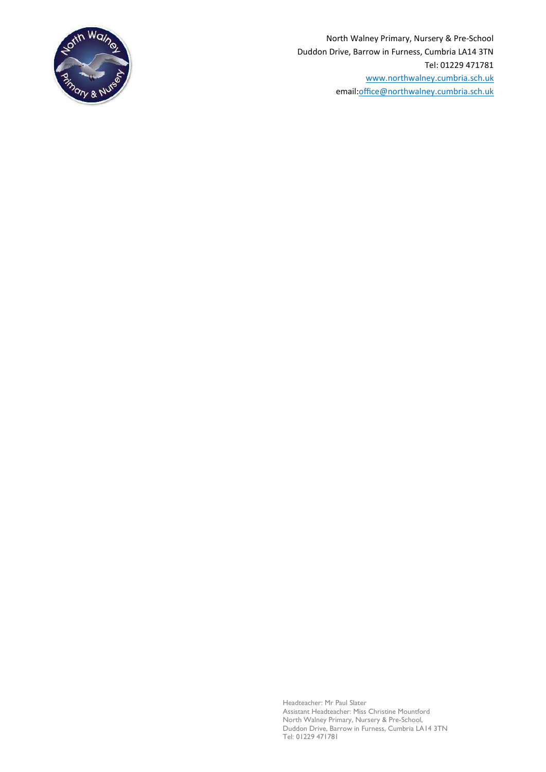North Walney Primary, Nursery & Pre-School
Duddon Drive, Barrow in Furness, Cumbria LA14 3TN
Tel: 01229 471781
www.northwalney.cumbria.sch.uk
email:office@northwalney.cumbria.sch.uk

Headteacher: Mr Paul Slater
Assistant Headteacher: Miss Christine Mountford
North Walney Primary, Nursery & Pre-School,
Duddon Drive, Barrow in Furness, Cumbria LA14 3TN
Tel: 01229 471781